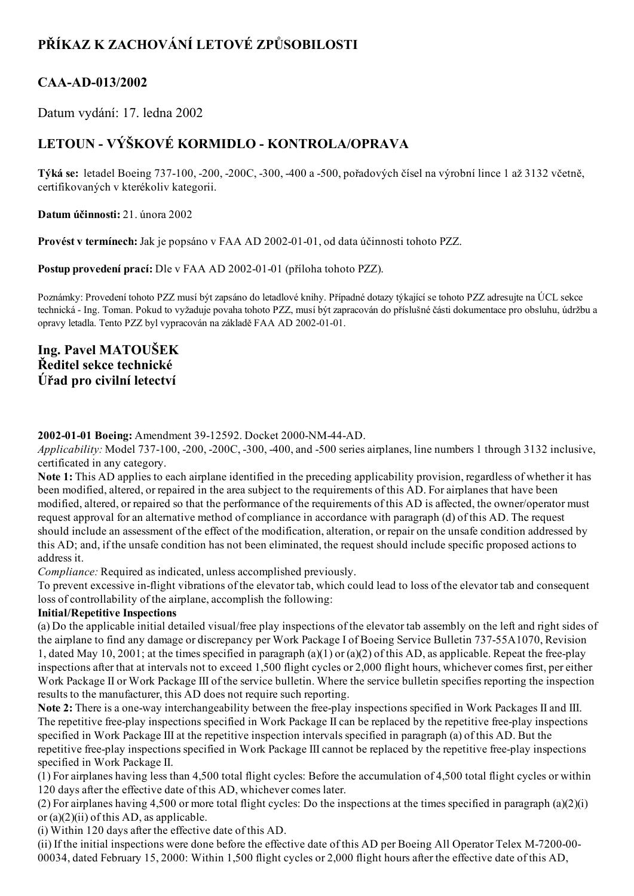# PŘÍKAZ K ZACHOVÁNÍ LETOVÉ ZPŮSOBILOSTI

## CAA-AD-013/2002

Datum vydání: 17. ledna 2002

## LETOUN - VÝŠKOVÉ KORMIDLO - KONTROLA/OPRAVA

**Týká se:** letadel Boeing 737-100, -200, -200C, -300, -400 a -500, pořadových čísel na výrobní lince 1 až 3132 včetně, certifikovaných v kterékoliv kategorii.

**Datum účinnosti:** 21. února 2002

**Provést v termínech:** Jak je popsáno v FAA AD 2002-01-01, od data účinnosti tohoto PZZ.

**Postup provedení prací:** Dle v FAA AD 2002-01-01 (příloha tohoto PZZ).

Poznámky: Provedení tohoto PZZ musí být zapsáno do letadlové knihy. Případné dotazy týkající se tohoto PZZ adresujte na ÚCL sekce technická - Ing. Toman. Pokud to vyžaduje povaha tohoto PZZ, musí být zapracován do příslušné části dokumentace pro obsluhu, údržbu a opravy letadla. Tento PZZ byl vypracován na základě FAA AD 2002-01-01.

### Ing. Pavel MATOUŠEK
### Ředitel sekce technické
### Úřad pro civilní letectví

**2002-01-01 Boeing:** Amendment 39-12592. Docket 2000-NM-44-AD.
*Applicability:* Model 737-100, -200, -200C, -300, -400, and -500 series airplanes, line numbers 1 through 3132 inclusive, certificated in any category.
**Note 1:** This AD applies to each airplane identified in the preceding applicability provision, regardless of whether it has been modified, altered, or repaired in the area subject to the requirements of this AD. For airplanes that have been modified, altered, or repaired so that the performance of the requirements of this AD is affected, the owner/operator must request approval for an alternative method of compliance in accordance with paragraph (d) of this AD. The request should include an assessment of the effect of the modification, alteration, or repair on the unsafe condition addressed by this AD; and, if the unsafe condition has not been eliminated, the request should include specific proposed actions to address it.
*Compliance:* Required as indicated, unless accomplished previously.
To prevent excessive in-flight vibrations of the elevator tab, which could lead to loss of the elevator tab and consequent loss of controllability of the airplane, accomplish the following:
**Initial/Repetitive Inspections**
(a) Do the applicable initial detailed visual/free play inspections of the elevator tab assembly on the left and right sides of the airplane to find any damage or discrepancy per Work Package I of Boeing Service Bulletin 737-55A1070, Revision 1, dated May 10, 2001; at the times specified in paragraph (a)(1) or (a)(2) of this AD, as applicable. Repeat the free-play inspections after that at intervals not to exceed 1,500 flight cycles or 2,000 flight hours, whichever comes first, per either Work Package II or Work Package III of the service bulletin. Where the service bulletin specifies reporting the inspection results to the manufacturer, this AD does not require such reporting.
**Note 2:** There is a one-way interchangeability between the free-play inspections specified in Work Packages II and III. The repetitive free-play inspections specified in Work Package II can be replaced by the repetitive free-play inspections specified in Work Package III at the repetitive inspection intervals specified in paragraph (a) of this AD. But the repetitive free-play inspections specified in Work Package III cannot be replaced by the repetitive free-play inspections specified in Work Package II.
(1) For airplanes having less than 4,500 total flight cycles: Before the accumulation of 4,500 total flight cycles or within 120 days after the effective date of this AD, whichever comes later.
(2) For airplanes having 4,500 or more total flight cycles: Do the inspections at the times specified in paragraph (a)(2)(i) or (a)(2)(ii) of this AD, as applicable.
(i) Within 120 days after the effective date of this AD.
(ii) If the initial inspections were done before the effective date of this AD per Boeing All Operator Telex M-7200-00-00034, dated February 15, 2000: Within 1,500 flight cycles or 2,000 flight hours after the effective date of this AD,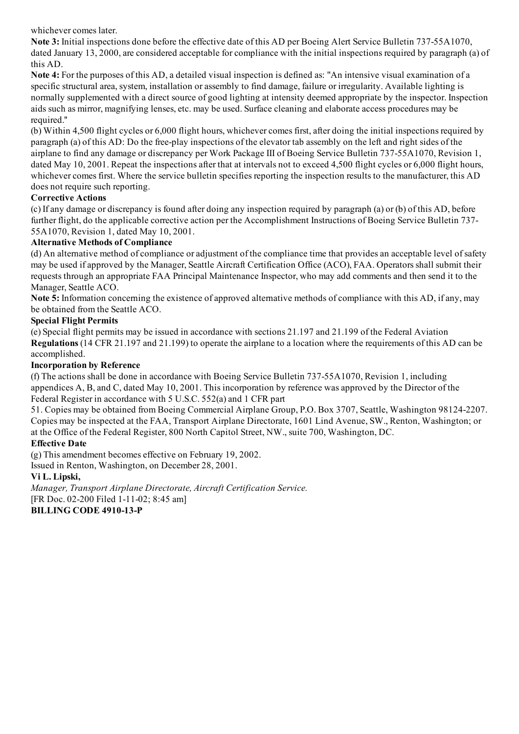whichever comes later.

**Note 3:** Initial inspections done before the effective date of this AD per Boeing Alert Service Bulletin 737-55A1070, dated January 13, 2000, are considered acceptable for compliance with the initial inspections required by paragraph (a) of this AD.

**Note 4:** For the purposes of this AD, a detailed visual inspection is defined as: "An intensive visual examination of a specific structural area, system, installation or assembly to find damage, failure or irregularity. Available lighting is normally supplemented with a direct source of good lighting at intensity deemed appropriate by the inspector. Inspection aids such as mirror, magnifying lenses, etc. may be used. Surface cleaning and elaborate access procedures may be required."

(b) Within 4,500 flight cycles or 6,000 flight hours, whichever comes first, after doing the initial inspections required by paragraph (a) of this AD: Do the free-play inspections of the elevator tab assembly on the left and right sides of the airplane to find any damage or discrepancy per Work Package III of Boeing Service Bulletin 737-55A1070, Revision 1, dated May 10, 2001. Repeat the inspections after that at intervals not to exceed 4,500 flight cycles or 6,000 flight hours, whichever comes first. Where the service bulletin specifies reporting the inspection results to the manufacturer, this AD does not require such reporting.

**Corrective Actions**

(c) If any damage or discrepancy is found after doing any inspection required by paragraph (a) or (b) of this AD, before further flight, do the applicable corrective action per the Accomplishment Instructions of Boeing Service Bulletin 737-55A1070, Revision 1, dated May 10, 2001.

**Alternative Methods of Compliance**

(d) An alternative method of compliance or adjustment of the compliance time that provides an acceptable level of safety may be used if approved by the Manager, Seattle Aircraft Certification Office (ACO), FAA. Operators shall submit their requests through an appropriate FAA Principal Maintenance Inspector, who may add comments and then send it to the Manager, Seattle ACO.

**Note 5:** Information concerning the existence of approved alternative methods of compliance with this AD, if any, may be obtained from the Seattle ACO.

**Special Flight Permits**

(e) Special flight permits may be issued in accordance with sections 21.197 and 21.199 of the Federal Aviation **Regulations** (14 CFR 21.197 and 21.199) to operate the airplane to a location where the requirements of this AD can be accomplished.

**Incorporation by Reference**

(f) The actions shall be done in accordance with Boeing Service Bulletin 737-55A1070, Revision 1, including appendices A, B, and C, dated May 10, 2001. This incorporation by reference was approved by the Director of the Federal Register in accordance with 5 U.S.C. 552(a) and 1 CFR part 51. Copies may be obtained from Boeing Commercial Airplane Group, P.O. Box 3707, Seattle, Washington 98124-2207. Copies may be inspected at the FAA, Transport Airplane Directorate, 1601 Lind Avenue, SW., Renton, Washington; or at the Office of the Federal Register, 800 North Capitol Street, NW., suite 700, Washington, DC.

**Effective Date**

(g) This amendment becomes effective on February 19, 2002.

Issued in Renton, Washington, on December 28, 2001.

**Vi L. Lipski,**

*Manager, Transport Airplane Directorate, Aircraft Certification Service.*

[FR Doc. 02-200 Filed 1-11-02; 8:45 am]

**BILLING CODE 4910-13-P**